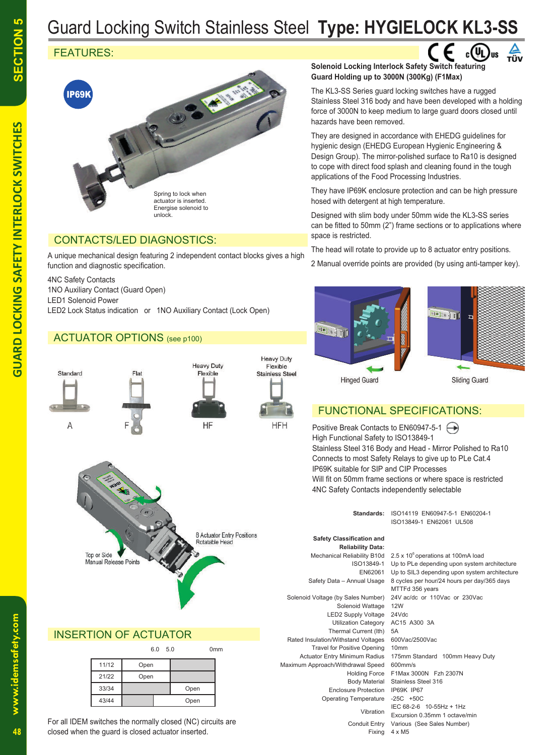# Guard Locking Switch Stainless Steel **Type: HYGIELOCK KL3-SS**

## FEATURES:

IP69K

Spring to lock when actuator is inserted. Energise solenoid to unlock.

**Solenoid Locking Interlock Safety Switch featuring Guard Holding up to 3000N (300Kg) (F1Max)**

The KL3-SS Series guard locking switches have a rugged Stainless Steel 316 body and have been developed with a holding force of 3000N to keep medium to large guard doors closed until hazards have been removed.

They are designed in accordance with EHEDG guidelines for hygienic design (EHEDG European Hygienic Engineering & Design Group). The mirror-polished surface to Ra10 is designed to cope with direct food splash and cleaning found in the tough applications of the Food Processing Industries.

They have IP69K enclosure protection and can be high pressure hosed with detergent at high temperature.

Designed with slim body under 50mm wide the KL3-SS series can be fitted to 50mm (2") frame sections or to applications where space is restricted.

The head will rotate to provide up to 8 actuator entry positions.

2 Manual override points are provided (by using anti-tamper key).

Hinged Guard

Sliding Guard

## CONTACTS/LED DIAGNOSTICS:

A unique mechanical design featuring 2 independent contact blocks gives a high function and diagnostic specification.

4NC Safety Contacts
1NO Auxiliary Contact (Guard Open)
LED1 Solenoid Power
LED2 Lock Status indication or 1NO Auxiliary Contact (Lock Open)

## ACTUATOR OPTIONS (see p100)

| Standard | Flat | Heavy Duty Flexible | Heavy Duty Flexible Stainless Steel |
|---|---|---|---|
| A | F | HF | HFH |

8 Actuator Entry Positions Rotatable Head

Top or Side Manual Release Points

## FUNCTIONAL SPECIFICATIONS:

Positive Break Contacts to EN60947-5-1
High Functional Safety to ISO13849-1
Stainless Steel 316 Body and Head - Mirror Polished to Ra10
Connects to most Safety Relays to give up to PLe Cat.4
IP69K suitable for SIP and CIP Processes
Will fit on 50mm frame sections or where space is restricted
4NC Safety Contacts independently selectable

| | |
|---|---|
| **Standards:** | ISO14119 EN60947-5-1 EN60204-1 ISO13849-1 EN62061 UL508 |
| **Safety Classification and Reliability Data:** | |
| Mechanical Reliability B10d | $2.5 \times 10^6$ operations at 100mA load |
| ISO13849-1 | Up to PLe depending upon system architecture |
| EN62061 | Up to SIL3 depending upon system architecture |
| Safety Data – Annual Usage | 8 cycles per hour/24 hours per day/365 days MTTFd 356 years |
| Solenoid Voltage (by Sales Number) | 24V ac/dc or 110Vac or 230Vac |
| Solenoid Wattage | 12W |
| LED2 Supply Voltage | 24Vdc |
| Utilization Category | AC15 A300 3A |
| Thermal Current (Ith) | 5A |
| Rated Insulation/Withstand Voltages | 600Vac/2500Vac |
| Travel for Positive Opening | 10mm |
| Actuator Entry Minimum Radius | 175mm Standard 100mm Heavy Duty |
| Maximum Approach/Withdrawal Speed | 600mm/s |
| Holding Force | F1Max 3000N Fzh 2307N |
| Body Material | Stainless Steel 316 |
| Enclosure Protection | IP69K IP67 |
| Operating Temperature | -25C +50C |
| Vibration | IEC 68-2-6 10-55Hz + 1Hz Excursion 0.35mm 1 octave/min |
| Conduit Entry | Various (See Sales Number) |
| Fixing | 4 x M5 |

## INSERTION OF ACTUATOR

| | 6.0 | 5.0 | 0mm |
|---|---|---|---|
| 11/12 | Open | | |
| 21/22 | Open | | |
| 33/34 | | | Open |
| 43/44 | | | Open |

For all IDEM switches the normally closed (NC) circuits are closed when the guard is closed actuator inserted.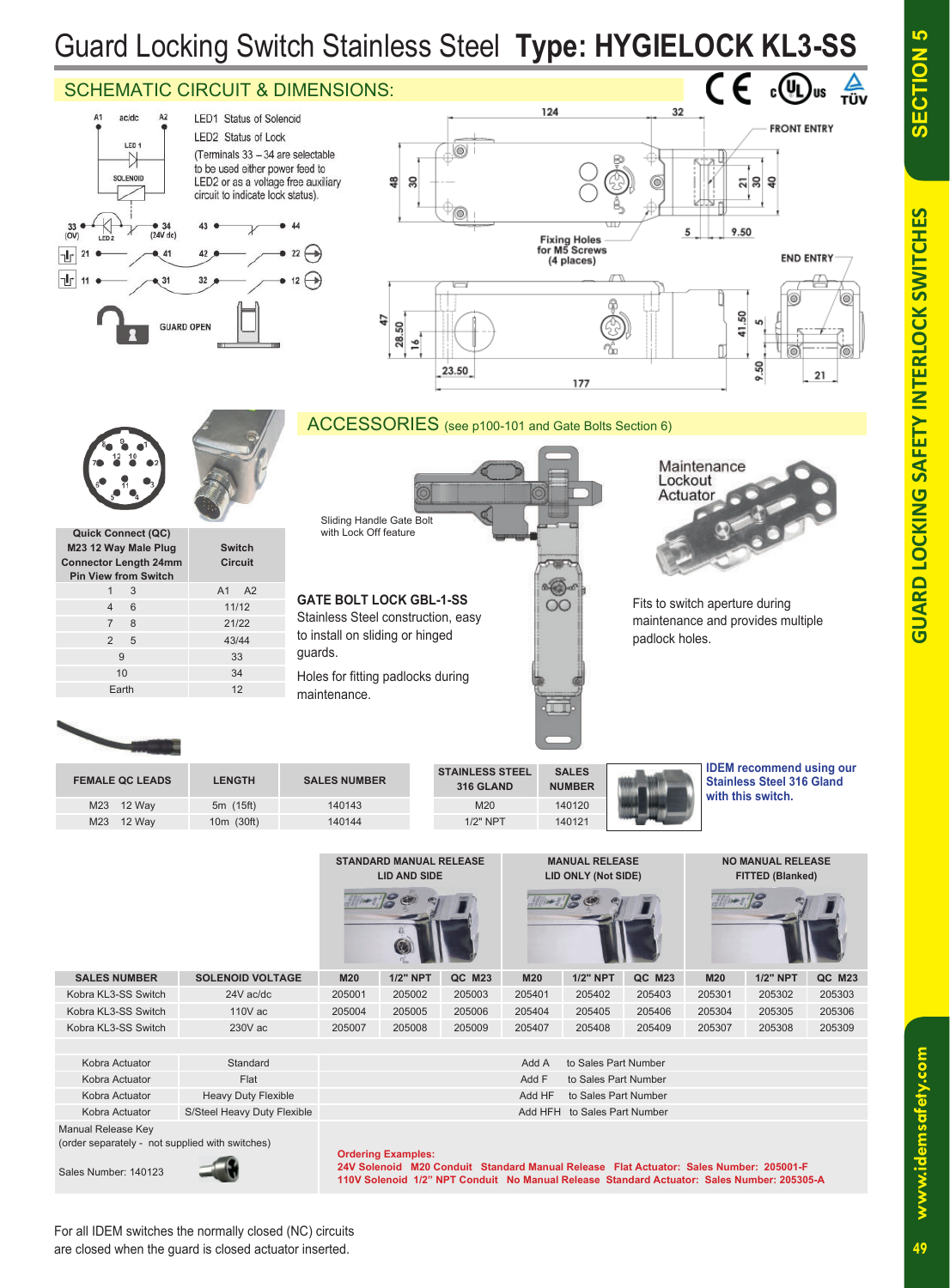# Guard Locking Switch Stainless Steel **Type: HYGIELOCK KL3-SS**

## SCHEMATIC CIRCUIT & DIMENSIONS:

LED1 Status of Solenoid

LED2 Status of Lock

(Terminals 33 – 34 are selectable to be used either power feed to LED2 or as a voltage free auxiliary circuit to indicate lock status).

A1 ac/dc A2

LED 1

SOLENOID

33 (0V) LED 2 34 (24V dc)

43 44

21 41 42 22

11 31 32 12

GUARD OPEN

124 32

FRONT ENTRY

48 30 21 30 40

5 9.50

Fixing Holes for M5 Screws (4 places)

END ENTRY

47 28.50 16 41.50 5 9.50

23.50 177 21

| Quick Connect (QC) M23 12 Way Male Plug Connector Length 24mm Pin View from Switch | | Switch Circuit |
|---|---|---|
| 1 | 3 | A1 A2 |
| 4 | 6 | 11/12 |
| 7 | 8 | 21/22 |
| 2 | 5 | 43/44 |
| 9 | | 33 |
| 10 | | 34 |
| Earth | | 12 |

## ACCESSORIES (see p100-101 and Gate Bolts Section 6)

Sliding Handle Gate Bolt with Lock Off feature

**GATE BOLT LOCK GBL-1-SS**

Stainless Steel construction, easy to install on sliding or hinged guards.

Holes for fitting padlocks during maintenance.

Maintenance Lockout Actuator

Fits to switch aperture during maintenance and provides multiple padlock holes.

| FEMALE QC LEADS | LENGTH | SALES NUMBER |
|---|---|---|
| M23 12 Way | 5m (15ft) | 140143 |
| M23 12 Way | 10m (30ft) | 140144 |

| STAINLESS STEEL 316 GLAND | SALES NUMBER |
|---|---|
| M20 | 140120 |
| 1/2" NPT | 140121 |

**IDEM recommend using our Stainless Steel 316 Gland with this switch.**

| | | STANDARD MANUAL RELEASE LID AND SIDE | | | MANUAL RELEASE LID ONLY (Not SIDE) | | | NO MANUAL RELEASE FITTED (Blanked) | | |
|---|---|---|---|---|---|---|---|---|---|---|
| **SALES NUMBER** | **SOLENOID VOLTAGE** | **M20** | **1/2" NPT** | **QC M23** | **M20** | **1/2" NPT** | **QC M23** | **M20** | **1/2" NPT** | **QC M23** |
| Kobra KL3-SS Switch | 24V ac/dc | 205001 | 205002 | 205003 | 205401 | 205402 | 205403 | 205301 | 205302 | 205303 |
| Kobra KL3-SS Switch | 110V ac | 205004 | 205005 | 205006 | 205404 | 205405 | 205406 | 205304 | 205305 | 205306 |
| Kobra KL3-SS Switch | 230V ac | 205007 | 205008 | 205009 | 205407 | 205408 | 205409 | 205307 | 205308 | 205309 |

| | | |
|---|---|---|
| Kobra Actuator | Standard | Add A to Sales Part Number |
| Kobra Actuator | Flat | Add F to Sales Part Number |
| Kobra Actuator | Heavy Duty Flexible | Add HF to Sales Part Number |
| Kobra Actuator | S/Steel Heavy Duty Flexible | Add HFH to Sales Part Number |

Manual Release Key
(order separately - not supplied with switches)

Sales Number: 140123

**Ordering Examples:**
**24V Solenoid M20 Conduit Standard Manual Release Flat Actuator: Sales Number: 205001-F**
**110V Solenoid 1/2" NPT Conduit No Manual Release Standard Actuator: Sales Number: 205305-A**

For all IDEM switches the normally closed (NC) circuits are closed when the guard is closed actuator inserted.